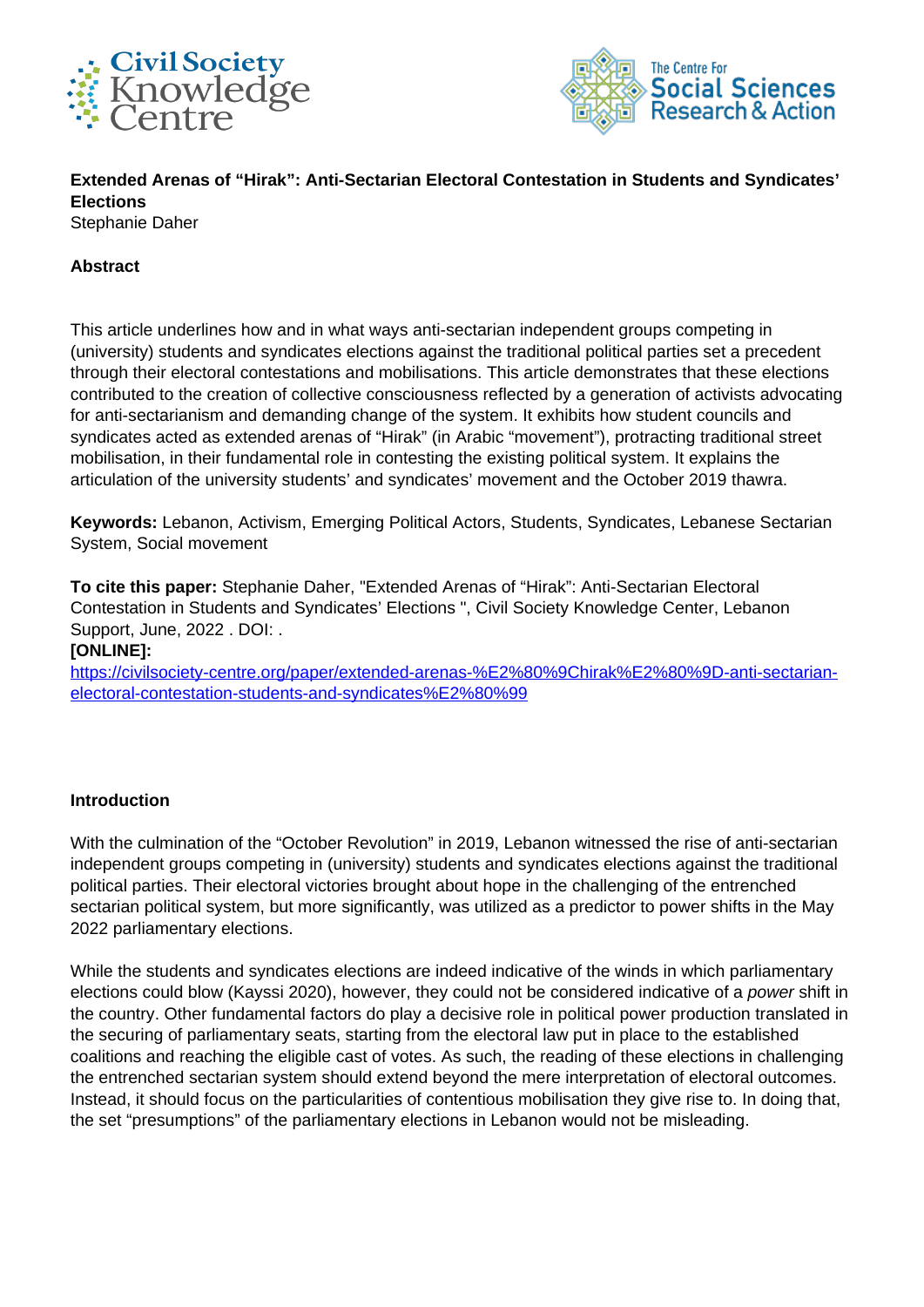**Extended Arenas of “Hirak”: Anti-Sectarian Electoral Contestation in Students and Syndicates’ Elections**
Stephanie Daher

**Abstract**

This article underlines how and in what ways anti-sectarian independent groups competing in (university) students and syndicates elections against the traditional political parties set a precedent through their electoral contestations and mobilisations. This article demonstrates that these elections contributed to the creation of collective consciousness reflected by a generation of activists advocating for anti-sectarianism and demanding change of the system. It exhibits how student councils and syndicates acted as extended arenas of “Hirak” (in Arabic “movement”), protracting traditional street mobilisation, in their fundamental role in contesting the existing political system. It explains the articulation of the university students’ and syndicates’ movement and the October 2019 thawra.

**Keywords:** Lebanon, Activism, Emerging Political Actors, Students, Syndicates, Lebanese Sectarian System, Social movement

**To cite this paper:** Stephanie Daher, "Extended Arenas of “Hirak”: Anti-Sectarian Electoral Contestation in Students and Syndicates’ Elections ", Civil Society Knowledge Center, Lebanon Support, June, 2022 . DOI: .
**[ONLINE]:**
https://civilsociety-centre.org/paper/extended-arenas-%E2%80%9Chirak%E2%80%9D-anti-sectarian-electoral-contestation-students-and-syndicates%E2%80%99

**Introduction**

With the culmination of the “October Revolution” in 2019, Lebanon witnessed the rise of anti-sectarian independent groups competing in (university) students and syndicates elections against the traditional political parties. Their electoral victories brought about hope in the challenging of the entrenched sectarian political system, but more significantly, was utilized as a predictor to power shifts in the May 2022 parliamentary elections.

While the students and syndicates elections are indeed indicative of the winds in which parliamentary elections could blow (Kayssi 2020), however, they could not be considered indicative of a *power* shift in the country. Other fundamental factors do play a decisive role in political power production translated in the securing of parliamentary seats, starting from the electoral law put in place to the established coalitions and reaching the eligible cast of votes. As such, the reading of these elections in challenging the entrenched sectarian system should extend beyond the mere interpretation of electoral outcomes. Instead, it should focus on the particularities of contentious mobilisation they give rise to. In doing that, the set “presumptions” of the parliamentary elections in Lebanon would not be misleading.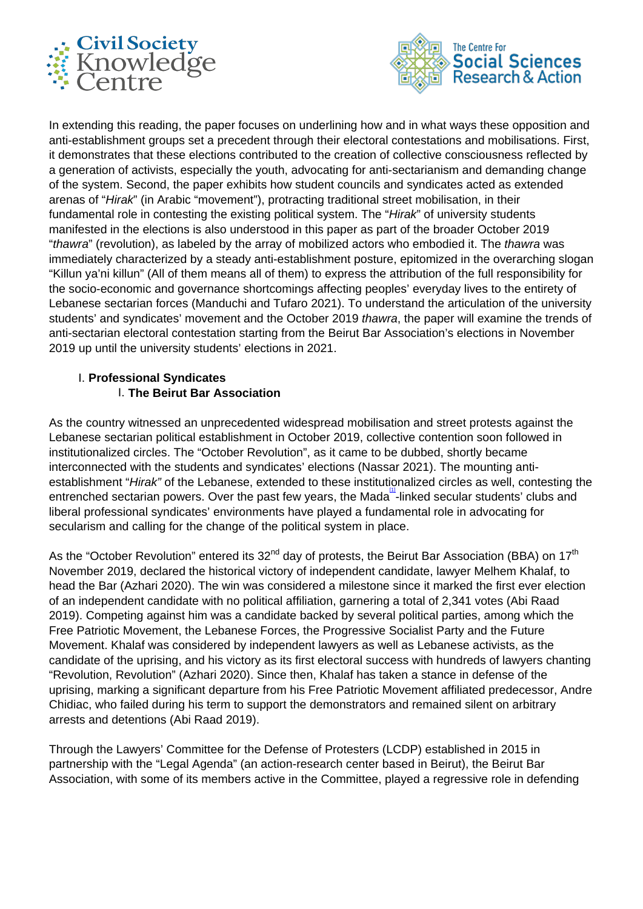In extending this reading, the paper focuses on underlining how and in what ways these opposition and anti-establishment groups set a precedent through their electoral contestations and mobilisations. First, it demonstrates that these elections contributed to the creation of collective consciousness reflected by a generation of activists, especially the youth, advocating for anti-sectarianism and demanding change of the system. Second, the paper exhibits how student councils and syndicates acted as extended arenas of "*Hirak*" (in Arabic "movement"), protracting traditional street mobilisation, in their fundamental role in contesting the existing political system. The "*Hirak*" of university students manifested in the elections is also understood in this paper as part of the broader October 2019 "*thawra*" (revolution), as labeled by the array of mobilized actors who embodied it. The *thawra* was immediately characterized by a steady anti-establishment posture, epitomized in the overarching slogan "Killun ya'ni killun" (All of them means all of them) to express the attribution of the full responsibility for the socio-economic and governance shortcomings affecting peoples' everyday lives to the entirety of Lebanese sectarian forces (Manduchi and Tufaro 2021). To understand the articulation of the university students' and syndicates' movement and the October 2019 *thawra*, the paper will examine the trends of anti-sectarian electoral contestation starting from the Beirut Bar Association's elections in November 2019 up until the university students' elections in 2021.

## I. Professional Syndicates

### I. The Beirut Bar Association

As the country witnessed an unprecedented widespread mobilisation and street protests against the Lebanese sectarian political establishment in October 2019, collective contention soon followed in institutionalized circles. The "October Revolution", as it came to be dubbed, shortly became interconnected with the students and syndicates' elections (Nassar 2021). The mounting anti-establishment "*Hirak*" of the Lebanese, extended to these institutionalized circles as well, contesting the entrenched sectarian powers. Over the past few years, the Mada[1]-linked secular students' clubs and liberal professional syndicates' environments have played a fundamental role in advocating for secularism and calling for the change of the political system in place.

As the "October Revolution" entered its 32nd day of protests, the Beirut Bar Association (BBA) on 17th November 2019, declared the historical victory of independent candidate, lawyer Melhem Khalaf, to head the Bar (Azhari 2020). The win was considered a milestone since it marked the first ever election of an independent candidate with no political affiliation, garnering a total of 2,341 votes (Abi Raad 2019). Competing against him was a candidate backed by several political parties, among which the Free Patriotic Movement, the Lebanese Forces, the Progressive Socialist Party and the Future Movement. Khalaf was considered by independent lawyers as well as Lebanese activists, as the candidate of the uprising, and his victory as its first electoral success with hundreds of lawyers chanting "Revolution, Revolution" (Azhari 2020). Since then, Khalaf has taken a stance in defense of the uprising, marking a significant departure from his Free Patriotic Movement affiliated predecessor, Andre Chidiac, who failed during his term to support the demonstrators and remained silent on arbitrary arrests and detentions (Abi Raad 2019).

Through the Lawyers' Committee for the Defense of Protesters (LCDP) established in 2015 in partnership with the "Legal Agenda" (an action-research center based in Beirut), the Beirut Bar Association, with some of its members active in the Committee, played a regressive role in defending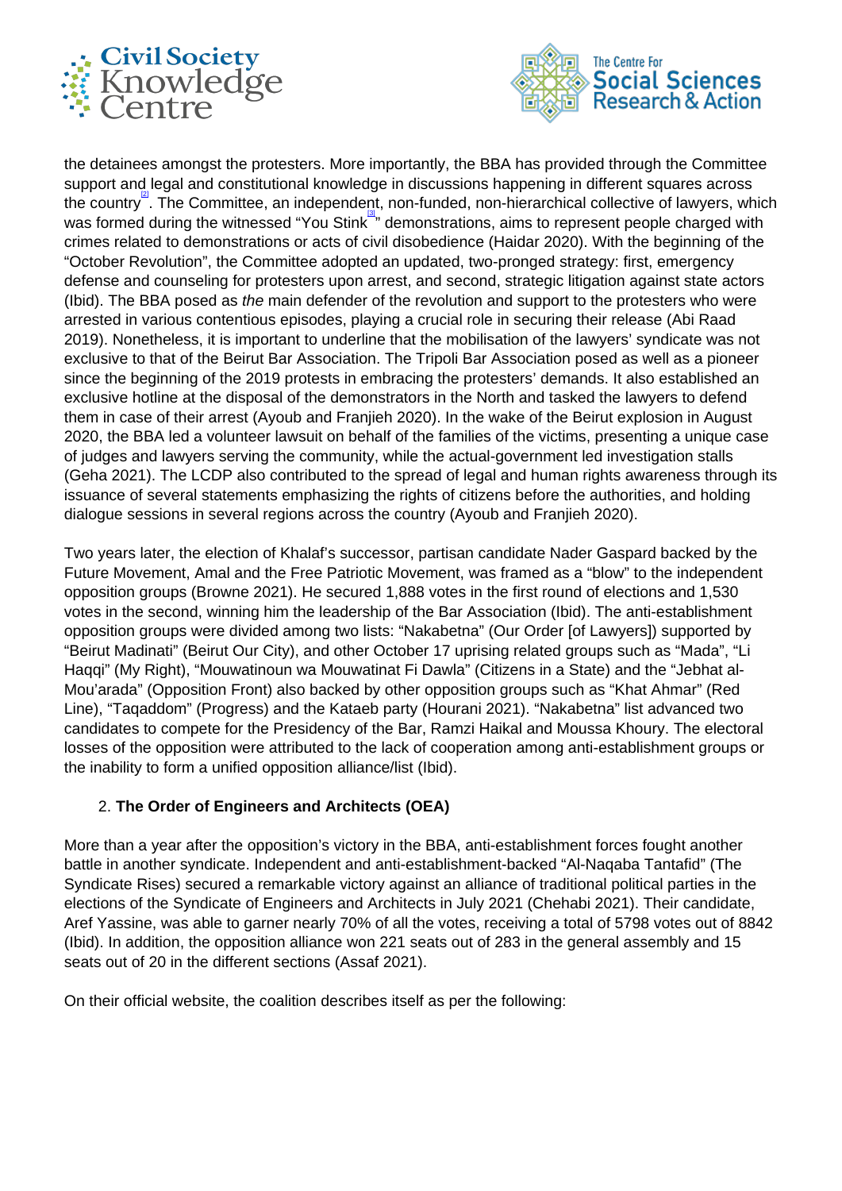the detainees amongst the protesters. More importantly, the BBA has provided through the Committee support and legal and constitutional knowledge in discussions happening in different squares across the country[2]. The Committee, an independent, non-funded, non-hierarchical collective of lawyers, which was formed during the witnessed "You Stink[3]" demonstrations, aims to represent people charged with crimes related to demonstrations or acts of civil disobedience (Haidar 2020). With the beginning of the "October Revolution", the Committee adopted an updated, two-pronged strategy: first, emergency defense and counseling for protesters upon arrest, and second, strategic litigation against state actors (Ibid). The BBA posed as *the* main defender of the revolution and support to the protesters who were arrested in various contentious episodes, playing a crucial role in securing their release (Abi Raad 2019). Nonetheless, it is important to underline that the mobilisation of the lawyers' syndicate was not exclusive to that of the Beirut Bar Association. The Tripoli Bar Association posed as well as a pioneer since the beginning of the 2019 protests in embracing the protesters' demands. It also established an exclusive hotline at the disposal of the demonstrators in the North and tasked the lawyers to defend them in case of their arrest (Ayoub and Franjieh 2020). In the wake of the Beirut explosion in August 2020, the BBA led a volunteer lawsuit on behalf of the families of the victims, presenting a unique case of judges and lawyers serving the community, while the actual-government led investigation stalls (Geha 2021). The LCDP also contributed to the spread of legal and human rights awareness through its issuance of several statements emphasizing the rights of citizens before the authorities, and holding dialogue sessions in several regions across the country (Ayoub and Franjieh 2020).

Two years later, the election of Khalaf's successor, partisan candidate Nader Gaspard backed by the Future Movement, Amal and the Free Patriotic Movement, was framed as a "blow" to the independent opposition groups (Browne 2021). He secured 1,888 votes in the first round of elections and 1,530 votes in the second, winning him the leadership of the Bar Association (Ibid). The anti-establishment opposition groups were divided among two lists: "Nakabetna" (Our Order [of Lawyers]) supported by "Beirut Madinati" (Beirut Our City), and other October 17 uprising related groups such as "Mada", "Li Haqqi" (My Right), "Mouwatinoun wa Mouwatinat Fi Dawla" (Citizens in a State) and the "Jebhat al-Mou'arada" (Opposition Front) also backed by other opposition groups such as "Khat Ahmar" (Red Line), "Taqaddom" (Progress) and the Kataeb party (Hourani 2021). "Nakabetna" list advanced two candidates to compete for the Presidency of the Bar, Ramzi Haikal and Moussa Khoury. The electoral losses of the opposition were attributed to the lack of cooperation among anti-establishment groups or the inability to form a unified opposition alliance/list (Ibid).

2. **The Order of Engineers and Architects (OEA)**

More than a year after the opposition's victory in the BBA, anti-establishment forces fought another battle in another syndicate. Independent and anti-establishment-backed "Al-Naqaba Tantafid" (The Syndicate Rises) secured a remarkable victory against an alliance of traditional political parties in the elections of the Syndicate of Engineers and Architects in July 2021 (Chehabi 2021). Their candidate, Aref Yassine, was able to garner nearly 70% of all the votes, receiving a total of 5798 votes out of 8842 (Ibid). In addition, the opposition alliance won 221 seats out of 283 in the general assembly and 15 seats out of 20 in the different sections (Assaf 2021).

On their official website, the coalition describes itself as per the following: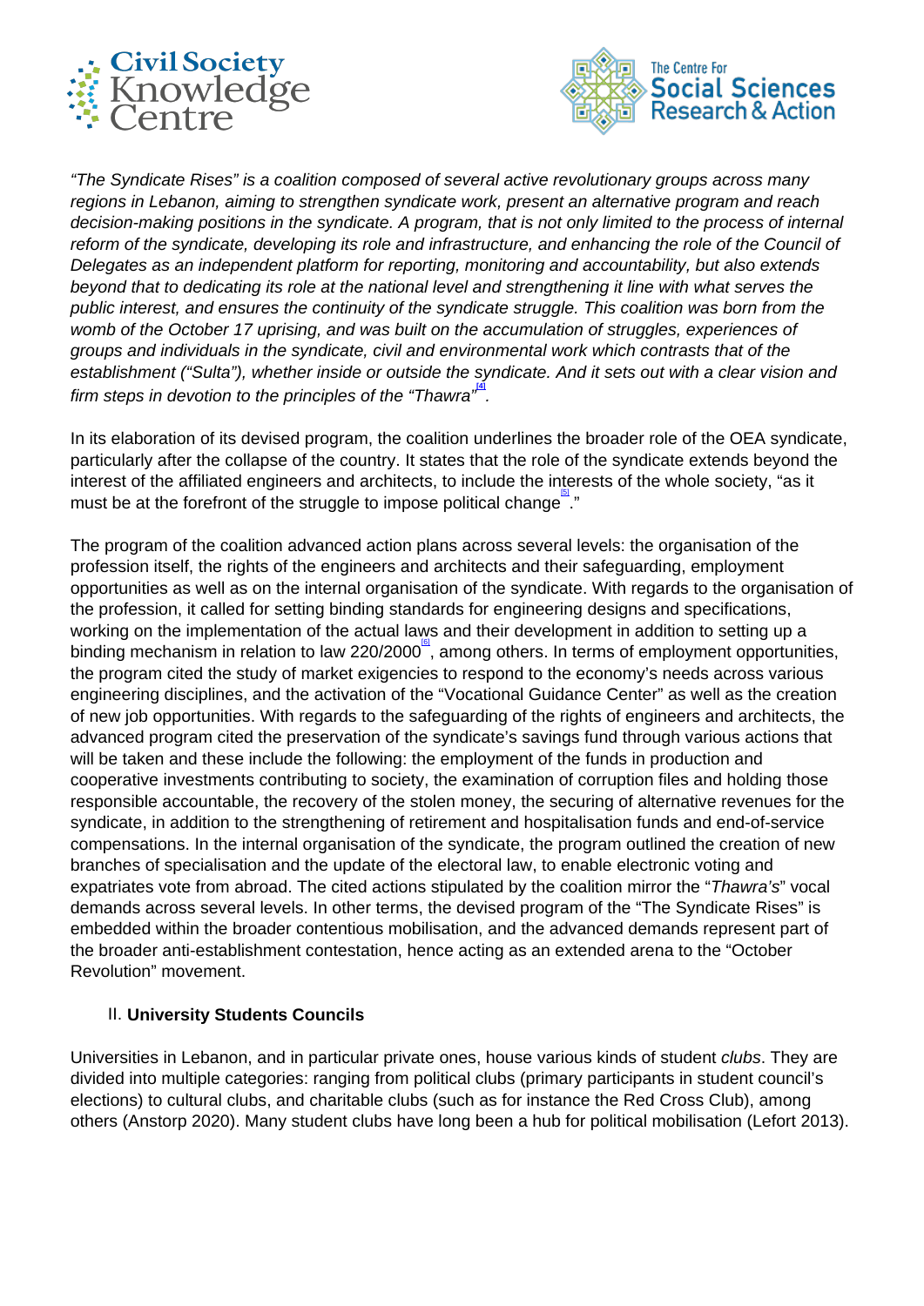*"The Syndicate Rises" is a coalition composed of several active revolutionary groups across many regions in Lebanon, aiming to strengthen syndicate work, present an alternative program and reach decision-making positions in the syndicate. A program, that is not only limited to the process of internal reform of the syndicate, developing its role and infrastructure, and enhancing the role of the Council of Delegates as an independent platform for reporting, monitoring and accountability, but also extends beyond that to dedicating its role at the national level and strengthening it line with what serves the public interest, and ensures the continuity of the syndicate struggle. This coalition was born from the womb of the October 17 uprising, and was built on the accumulation of struggles, experiences of groups and individuals in the syndicate, civil and environmental work which contrasts that of the establishment ("Sulta"), whether inside or outside the syndicate. And it sets out with a clear vision and firm steps in devotion to the principles of the "Thawra"*[4].

In its elaboration of its devised program, the coalition underlines the broader role of the OEA syndicate, particularly after the collapse of the country. It states that the role of the syndicate extends beyond the interest of the affiliated engineers and architects, to include the interests of the whole society, "as it must be at the forefront of the struggle to impose political change[5]."

The program of the coalition advanced action plans across several levels: the organisation of the profession itself, the rights of the engineers and architects and their safeguarding, employment opportunities as well as on the internal organisation of the syndicate. With regards to the organisation of the profession, it called for setting binding standards for engineering designs and specifications, working on the implementation of the actual laws and their development in addition to setting up a binding mechanism in relation to law 220/2000[6], among others. In terms of employment opportunities, the program cited the study of market exigencies to respond to the economy's needs across various engineering disciplines, and the activation of the "Vocational Guidance Center" as well as the creation of new job opportunities. With regards to the safeguarding of the rights of engineers and architects, the advanced program cited the preservation of the syndicate's savings fund through various actions that will be taken and these include the following: the employment of the funds in production and cooperative investments contributing to society, the examination of corruption files and holding those responsible accountable, the recovery of the stolen money, the securing of alternative revenues for the syndicate, in addition to the strengthening of retirement and hospitalisation funds and end-of-service compensations. In the internal organisation of the syndicate, the program outlined the creation of new branches of specialisation and the update of the electoral law, to enable electronic voting and expatriates vote from abroad. The cited actions stipulated by the coalition mirror the "*Thawra's*" vocal demands across several levels. In other terms, the devised program of the "The Syndicate Rises" is embedded within the broader contentious mobilisation, and the advanced demands represent part of the broader anti-establishment contestation, hence acting as an extended arena to the "October Revolution" movement.

## II. **University Students Councils**

Universities in Lebanon, and in particular private ones, house various kinds of student *clubs*. They are divided into multiple categories: ranging from political clubs (primary participants in student council's elections) to cultural clubs, and charitable clubs (such as for instance the Red Cross Club), among others (Anstorp 2020). Many student clubs have long been a hub for political mobilisation (Lefort 2013).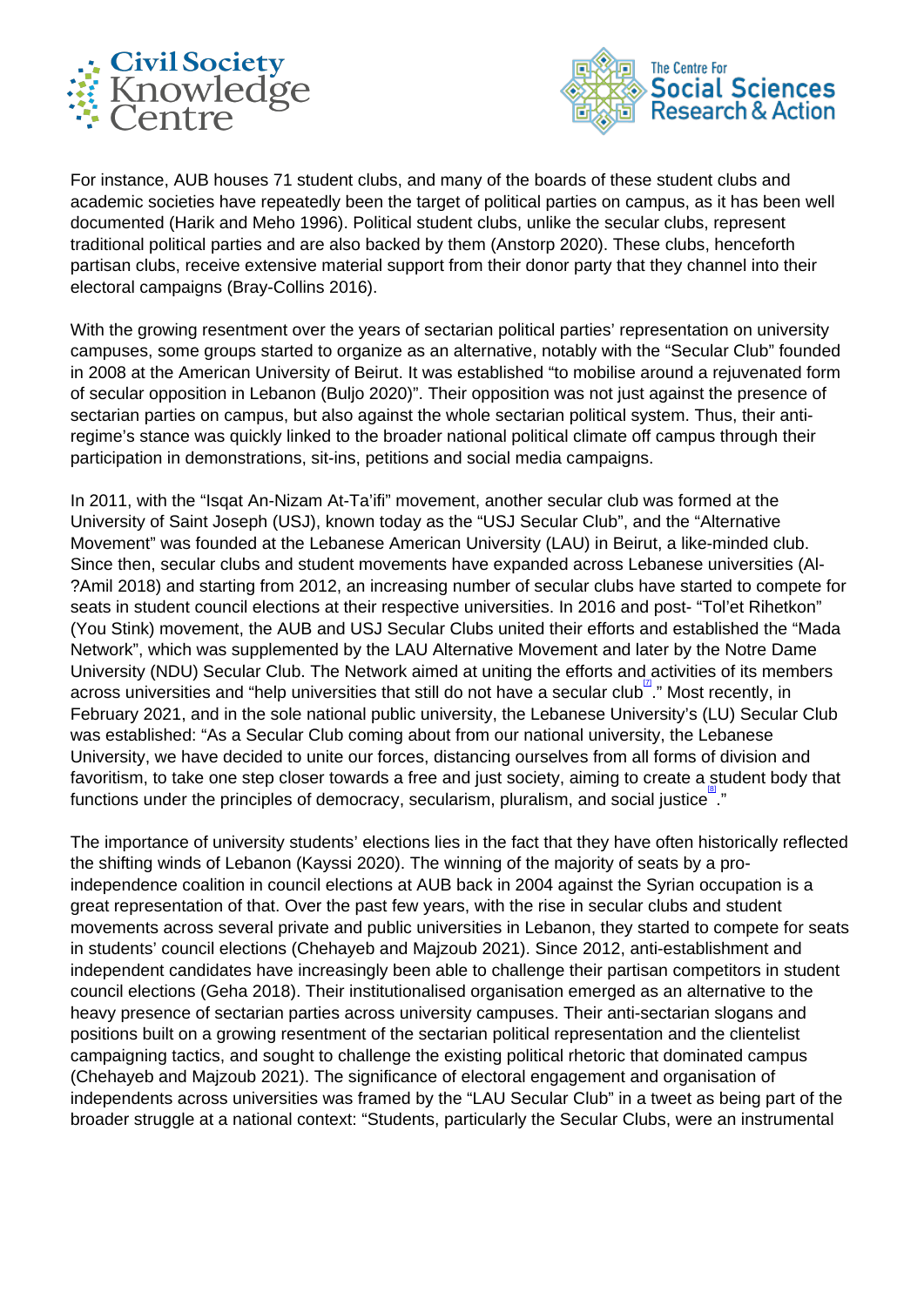For instance, AUB houses 71 student clubs, and many of the boards of these student clubs and academic societies have repeatedly been the target of political parties on campus, as it has been well documented (Harik and Meho 1996). Political student clubs, unlike the secular clubs, represent traditional political parties and are also backed by them (Anstorp 2020). These clubs, henceforth partisan clubs, receive extensive material support from their donor party that they channel into their electoral campaigns (Bray-Collins 2016).

With the growing resentment over the years of sectarian political parties' representation on university campuses, some groups started to organize as an alternative, notably with the "Secular Club" founded in 2008 at the American University of Beirut. It was established "to mobilise around a rejuvenated form of secular opposition in Lebanon (Buljo 2020)". Their opposition was not just against the presence of sectarian parties on campus, but also against the whole sectarian political system. Thus, their anti-regime's stance was quickly linked to the broader national political climate off campus through their participation in demonstrations, sit-ins, petitions and social media campaigns.

In 2011, with the "Isqat An-Nizam At-Ta'ifi" movement, another secular club was formed at the University of Saint Joseph (USJ), known today as the "USJ Secular Club", and the "Alternative Movement" was founded at the Lebanese American University (LAU) in Beirut, a like-minded club. Since then, secular clubs and student movements have expanded across Lebanese universities (Al-?Amil 2018) and starting from 2012, an increasing number of secular clubs have started to compete for seats in student council elections at their respective universities. In 2016 and post- "Tol'et Rihetkon" (You Stink) movement, the AUB and USJ Secular Clubs united their efforts and established the "Mada Network", which was supplemented by the LAU Alternative Movement and later by the Notre Dame University (NDU) Secular Club. The Network aimed at uniting the efforts and activities of its members across universities and "help universities that still do not have a secular club[7]." Most recently, in February 2021, and in the sole national public university, the Lebanese University's (LU) Secular Club was established: "As a Secular Club coming about from our national university, the Lebanese University, we have decided to unite our forces, distancing ourselves from all forms of division and favoritism, to take one step closer towards a free and just society, aiming to create a student body that functions under the principles of democracy, secularism, pluralism, and social justice[8]."

The importance of university students' elections lies in the fact that they have often historically reflected the shifting winds of Lebanon (Kayssi 2020). The winning of the majority of seats by a pro-independence coalition in council elections at AUB back in 2004 against the Syrian occupation is a great representation of that. Over the past few years, with the rise in secular clubs and student movements across several private and public universities in Lebanon, they started to compete for seats in students' council elections (Chehayeb and Majzoub 2021). Since 2012, anti-establishment and independent candidates have increasingly been able to challenge their partisan competitors in student council elections (Geha 2018). Their institutionalised organisation emerged as an alternative to the heavy presence of sectarian parties across university campuses. Their anti-sectarian slogans and positions built on a growing resentment of the sectarian political representation and the clientelist campaigning tactics, and sought to challenge the existing political rhetoric that dominated campus (Chehayeb and Majzoub 2021). The significance of electoral engagement and organisation of independents across universities was framed by the "LAU Secular Club" in a tweet as being part of the broader struggle at a national context: "Students, particularly the Secular Clubs, were an instrumental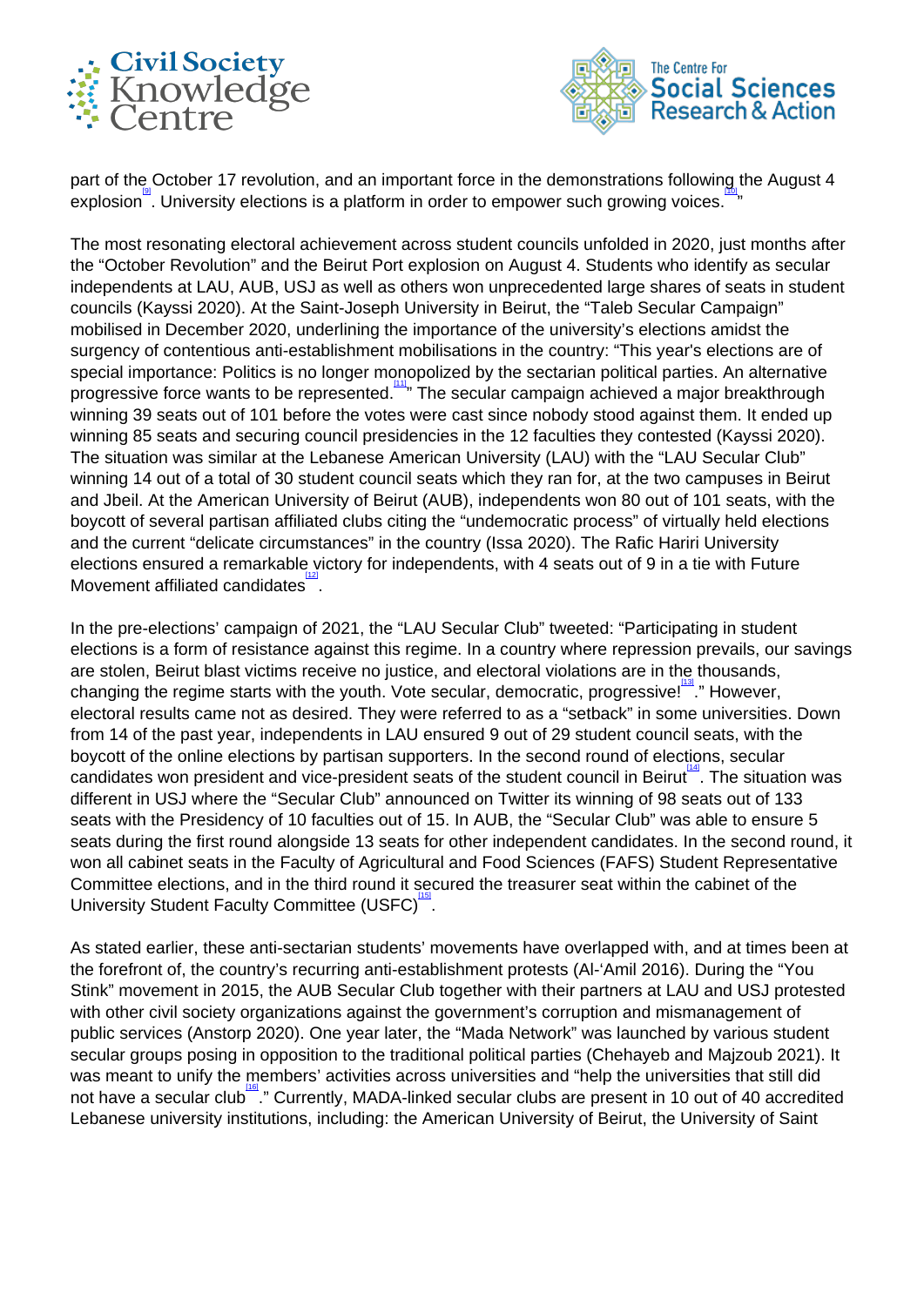part of the October 17 revolution, and an important force in the demonstrations following the August 4 explosion[9]. University elections is a platform in order to empower such growing voices.[10]"

The most resonating electoral achievement across student councils unfolded in 2020, just months after the "October Revolution" and the Beirut Port explosion on August 4. Students who identify as secular independents at LAU, AUB, USJ as well as others won unprecedented large shares of seats in student councils (Kayssi 2020). At the Saint-Joseph University in Beirut, the "Taleb Secular Campaign" mobilised in December 2020, underlining the importance of the university's elections amidst the surgency of contentious anti-establishment mobilisations in the country: "This year's elections are of special importance: Politics is no longer monopolized by the sectarian political parties. An alternative progressive force wants to be represented.[11]" The secular campaign achieved a major breakthrough winning 39 seats out of 101 before the votes were cast since nobody stood against them. It ended up winning 85 seats and securing council presidencies in the 12 faculties they contested (Kayssi 2020). The situation was similar at the Lebanese American University (LAU) with the "LAU Secular Club" winning 14 out of a total of 30 student council seats which they ran for, at the two campuses in Beirut and Jbeil. At the American University of Beirut (AUB), independents won 80 out of 101 seats, with the boycott of several partisan affiliated clubs citing the "undemocratic process" of virtually held elections and the current "delicate circumstances" in the country (Issa 2020). The Rafic Hariri University elections ensured a remarkable victory for independents, with 4 seats out of 9 in a tie with Future Movement affiliated candidates[12].

In the pre-elections' campaign of 2021, the "LAU Secular Club" tweeted: "Participating in student elections is a form of resistance against this regime. In a country where repression prevails, our savings are stolen, Beirut blast victims receive no justice, and electoral violations are in the thousands, changing the regime starts with the youth. Vote secular, democratic, progressive![13]." However, electoral results came not as desired. They were referred to as a "setback" in some universities. Down from 14 of the past year, independents in LAU ensured 9 out of 29 student council seats, with the boycott of the online elections by partisan supporters. In the second round of elections, secular candidates won president and vice-president seats of the student council in Beirut[14]. The situation was different in USJ where the "Secular Club" announced on Twitter its winning of 98 seats out of 133 seats with the Presidency of 10 faculties out of 15. In AUB, the "Secular Club" was able to ensure 5 seats during the first round alongside 13 seats for other independent candidates. In the second round, it won all cabinet seats in the Faculty of Agricultural and Food Sciences (FAFS) Student Representative Committee elections, and in the third round it secured the treasurer seat within the cabinet of the University Student Faculty Committee (USFC)[15].

As stated earlier, these anti-sectarian students' movements have overlapped with, and at times been at the forefront of, the country's recurring anti-establishment protests (Al-'Amil 2016). During the "You Stink" movement in 2015, the AUB Secular Club together with their partners at LAU and USJ protested with other civil society organizations against the government's corruption and mismanagement of public services (Anstorp 2020). One year later, the "Mada Network" was launched by various student secular groups posing in opposition to the traditional political parties (Chehayeb and Majzoub 2021). It was meant to unify the members' activities across universities and "help the universities that still did not have a secular club[16]." Currently, MADA-linked secular clubs are present in 10 out of 40 accredited Lebanese university institutions, including: the American University of Beirut, the University of Saint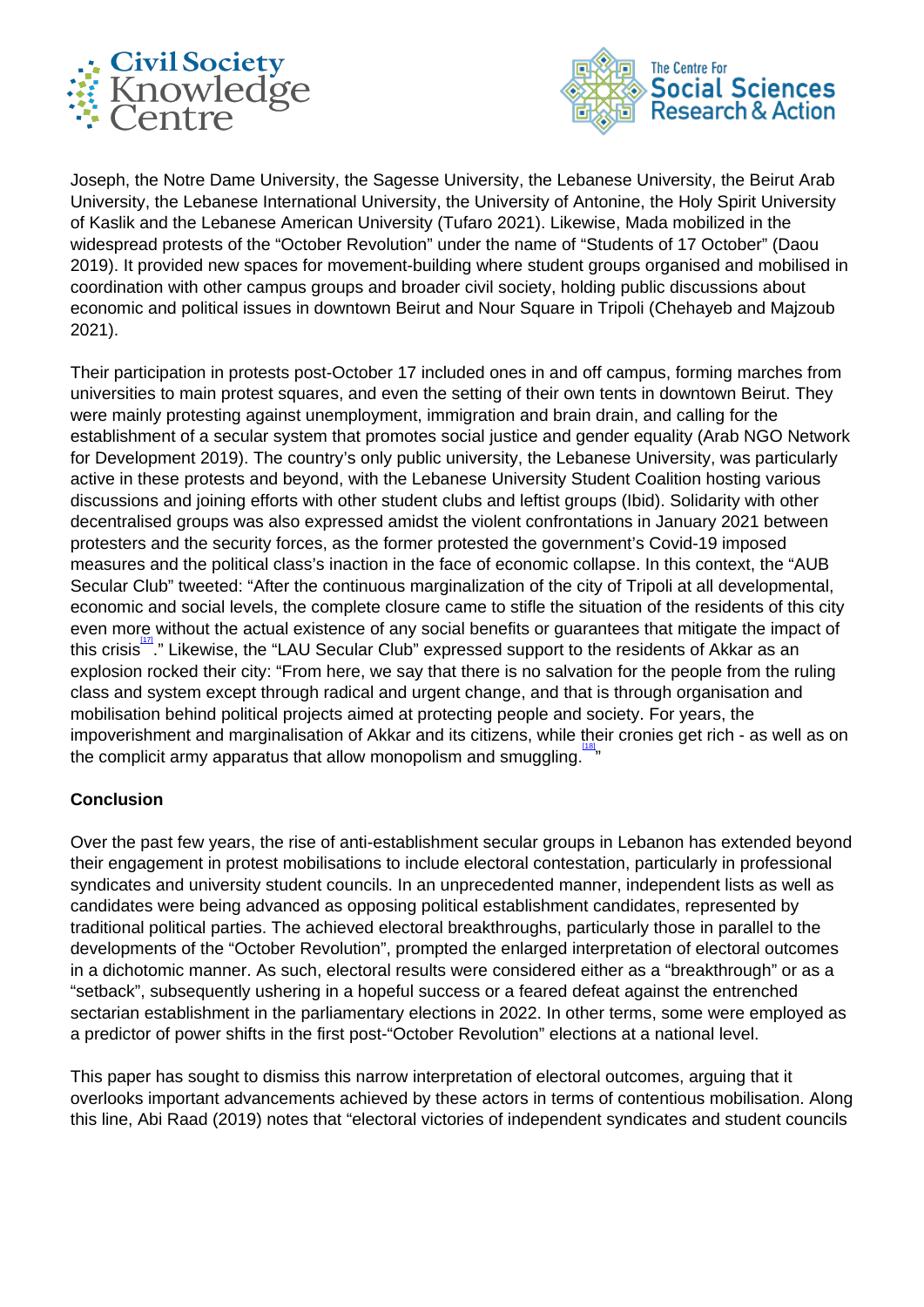Joseph, the Notre Dame University, the Sagesse University, the Lebanese University, the Beirut Arab University, the Lebanese International University, the University of Antonine, the Holy Spirit University of Kaslik and the Lebanese American University (Tufaro 2021). Likewise, Mada mobilized in the widespread protests of the "October Revolution" under the name of "Students of 17 October" (Daou 2019). It provided new spaces for movement-building where student groups organised and mobilised in coordination with other campus groups and broader civil society, holding public discussions about economic and political issues in downtown Beirut and Nour Square in Tripoli (Chehayeb and Majzoub 2021).

Their participation in protests post-October 17 included ones in and off campus, forming marches from universities to main protest squares, and even the setting of their own tents in downtown Beirut. They were mainly protesting against unemployment, immigration and brain drain, and calling for the establishment of a secular system that promotes social justice and gender equality (Arab NGO Network for Development 2019). The country's only public university, the Lebanese University, was particularly active in these protests and beyond, with the Lebanese University Student Coalition hosting various discussions and joining efforts with other student clubs and leftist groups (Ibid). Solidarity with other decentralised groups was also expressed amidst the violent confrontations in January 2021 between protesters and the security forces, as the former protested the government's Covid-19 imposed measures and the political class's inaction in the face of economic collapse. In this context, the "AUB Secular Club" tweeted: "After the continuous marginalization of the city of Tripoli at all developmental, economic and social levels, the complete closure came to stifle the situation of the residents of this city even more without the actual existence of any social benefits or guarantees that mitigate the impact of this crisis[17]." Likewise, the "LAU Secular Club" expressed support to the residents of Akkar as an explosion rocked their city: "From here, we say that there is no salvation for the people from the ruling class and system except through radical and urgent change, and that is through organisation and mobilisation behind political projects aimed at protecting people and society. For years, the impoverishment and marginalisation of Akkar and its citizens, while their cronies get rich - as well as on the complicit army apparatus that allow monopolism and smuggling.[18]"

**Conclusion**

Over the past few years, the rise of anti-establishment secular groups in Lebanon has extended beyond their engagement in protest mobilisations to include electoral contestation, particularly in professional syndicates and university student councils. In an unprecedented manner, independent lists as well as candidates were being advanced as opposing political establishment candidates, represented by traditional political parties. The achieved electoral breakthroughs, particularly those in parallel to the developments of the "October Revolution", prompted the enlarged interpretation of electoral outcomes in a dichotomic manner. As such, electoral results were considered either as a "breakthrough" or as a "setback", subsequently ushering in a hopeful success or a feared defeat against the entrenched sectarian establishment in the parliamentary elections in 2022. In other terms, some were employed as a predictor of power shifts in the first post-"October Revolution" elections at a national level.

This paper has sought to dismiss this narrow interpretation of electoral outcomes, arguing that it overlooks important advancements achieved by these actors in terms of contentious mobilisation. Along this line, Abi Raad (2019) notes that "electoral victories of independent syndicates and student councils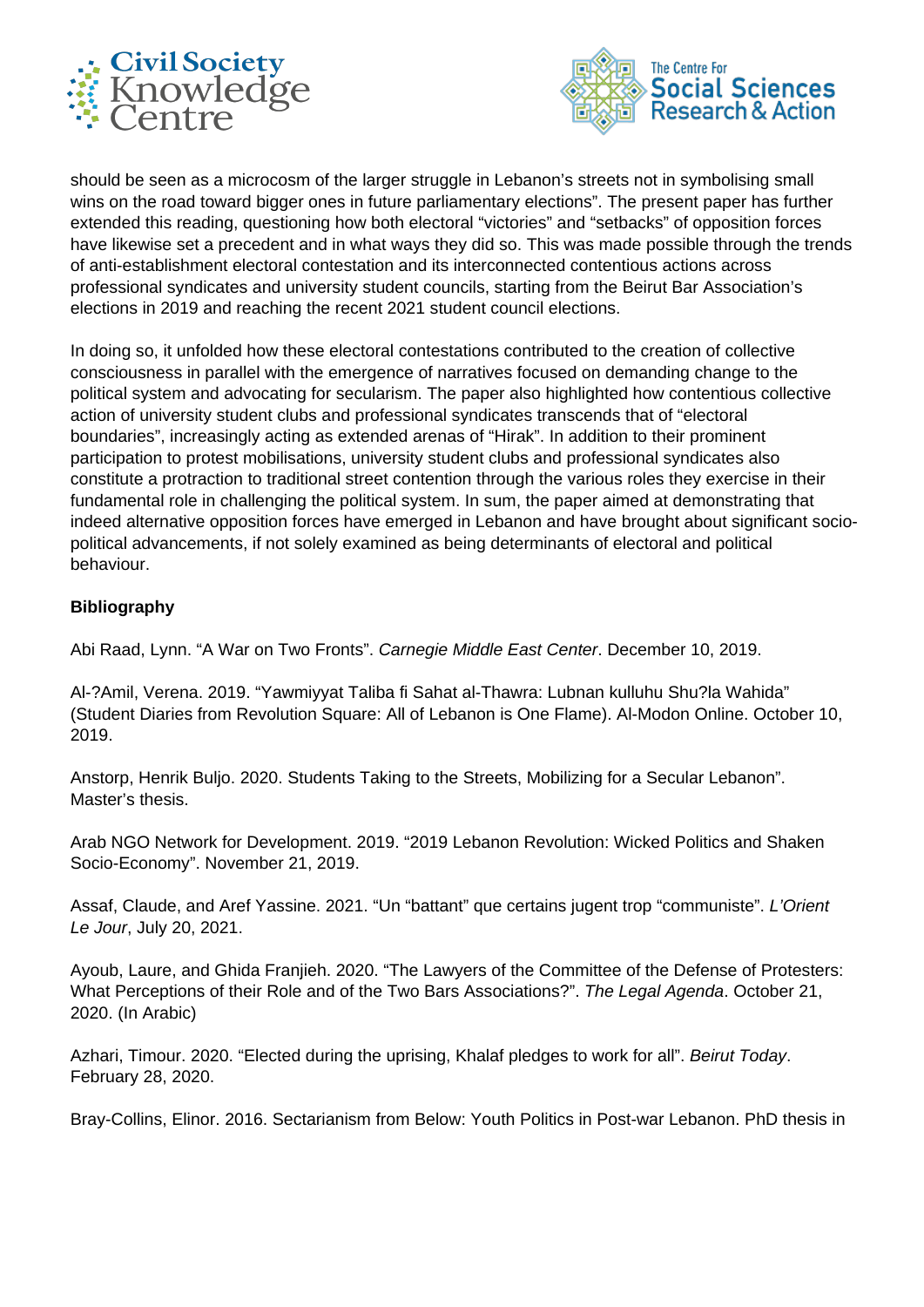should be seen as a microcosm of the larger struggle in Lebanon's streets not in symbolising small wins on the road toward bigger ones in future parliamentary elections". The present paper has further extended this reading, questioning how both electoral "victories" and "setbacks" of opposition forces have likewise set a precedent and in what ways they did so. This was made possible through the trends of anti-establishment electoral contestation and its interconnected contentious actions across professional syndicates and university student councils, starting from the Beirut Bar Association's elections in 2019 and reaching the recent 2021 student council elections.

In doing so, it unfolded how these electoral contestations contributed to the creation of collective consciousness in parallel with the emergence of narratives focused on demanding change to the political system and advocating for secularism. The paper also highlighted how contentious collective action of university student clubs and professional syndicates transcends that of "electoral boundaries", increasingly acting as extended arenas of "Hirak". In addition to their prominent participation to protest mobilisations, university student clubs and professional syndicates also constitute a protraction to traditional street contention through the various roles they exercise in their fundamental role in challenging the political system. In sum, the paper aimed at demonstrating that indeed alternative opposition forces have emerged in Lebanon and have brought about significant socio-political advancements, if not solely examined as being determinants of electoral and political behaviour.

**Bibliography**

Abi Raad, Lynn. "A War on Two Fronts". *Carnegie Middle East Center*. December 10, 2019.

Al-?Amil, Verena. 2019. "Yawmiyyat Taliba fi Sahat al-Thawra: Lubnan kulluhu Shu?la Wahida" (Student Diaries from Revolution Square: All of Lebanon is One Flame). Al-Modon Online. October 10, 2019.

Anstorp, Henrik Buljo. 2020. Students Taking to the Streets, Mobilizing for a Secular Lebanon". Master's thesis.

Arab NGO Network for Development. 2019. "2019 Lebanon Revolution: Wicked Politics and Shaken Socio-Economy". November 21, 2019.

Assaf, Claude, and Aref Yassine. 2021. "Un "battant" que certains jugent trop "communiste". *L'Orient Le Jour*, July 20, 2021.

Ayoub, Laure, and Ghida Franjieh. 2020. "The Lawyers of the Committee of the Defense of Protesters: What Perceptions of their Role and of the Two Bars Associations?". *The Legal Agenda*. October 21, 2020. (In Arabic)

Azhari, Timour. 2020. "Elected during the uprising, Khalaf pledges to work for all". *Beirut Today*. February 28, 2020.

Bray-Collins, Elinor. 2016. Sectarianism from Below: Youth Politics in Post-war Lebanon. PhD thesis in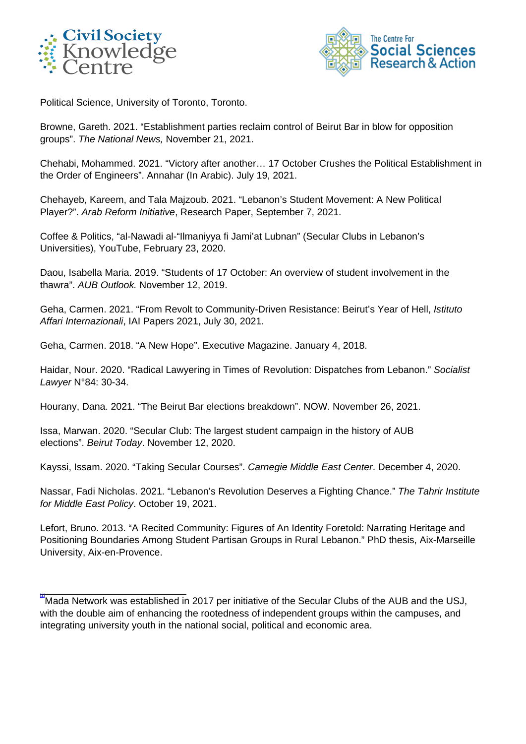Political Science, University of Toronto, Toronto.

Browne, Gareth. 2021. “Establishment parties reclaim control of Beirut Bar in blow for opposition groups”. *The National News,* November 21, 2021.

Chehabi, Mohammed. 2021. “Victory after another… 17 October Crushes the Political Establishment in the Order of Engineers”. Annahar (In Arabic). July 19, 2021.

Chehayeb, Kareem, and Tala Majzoub. 2021. “Lebanon’s Student Movement: A New Political Player?”. *Arab Reform Initiative*, Research Paper, September 7, 2021.

Coffee & Politics, “al-Nawadi al-“Ilmaniyya fi Jami’at Lubnan” (Secular Clubs in Lebanon’s Universities), YouTube, February 23, 2020.

Daou, Isabella Maria. 2019. “Students of 17 October: An overview of student involvement in the thawra”. *AUB Outlook.* November 12, 2019.

Geha, Carmen. 2021. “From Revolt to Community-Driven Resistance: Beirut’s Year of Hell, *Istituto Affari Internazionali*, IAI Papers 2021, July 30, 2021.

Geha, Carmen. 2018. “A New Hope”. Executive Magazine. January 4, 2018.

Haidar, Nour. 2020. “Radical Lawyering in Times of Revolution: Dispatches from Lebanon.” *Socialist Lawyer* N°84: 30-34.

Hourany, Dana. 2021. “The Beirut Bar elections breakdown”. NOW. November 26, 2021.

Issa, Marwan. 2020. “Secular Club: The largest student campaign in the history of AUB elections”. *Beirut Today*. November 12, 2020.

Kayssi, Issam. 2020. “Taking Secular Courses”. *Carnegie Middle East Center*. December 4, 2020.

Nassar, Fadi Nicholas. 2021. “Lebanon’s Revolution Deserves a Fighting Chance.” *The Tahrir Institute for Middle East Policy*. October 19, 2021.

Lefort, Bruno. 2013. “A Recited Community: Figures of An Identity Foretold: Narrating Heritage and Positioning Boundaries Among Student Partisan Groups in Rural Lebanon.” PhD thesis, Aix-Marseille University, Aix-en-Provence.

---

[1] Mada Network was established in 2017 per initiative of the Secular Clubs of the AUB and the USJ, with the double aim of enhancing the rootedness of independent groups within the campuses, and integrating university youth in the national social, political and economic area.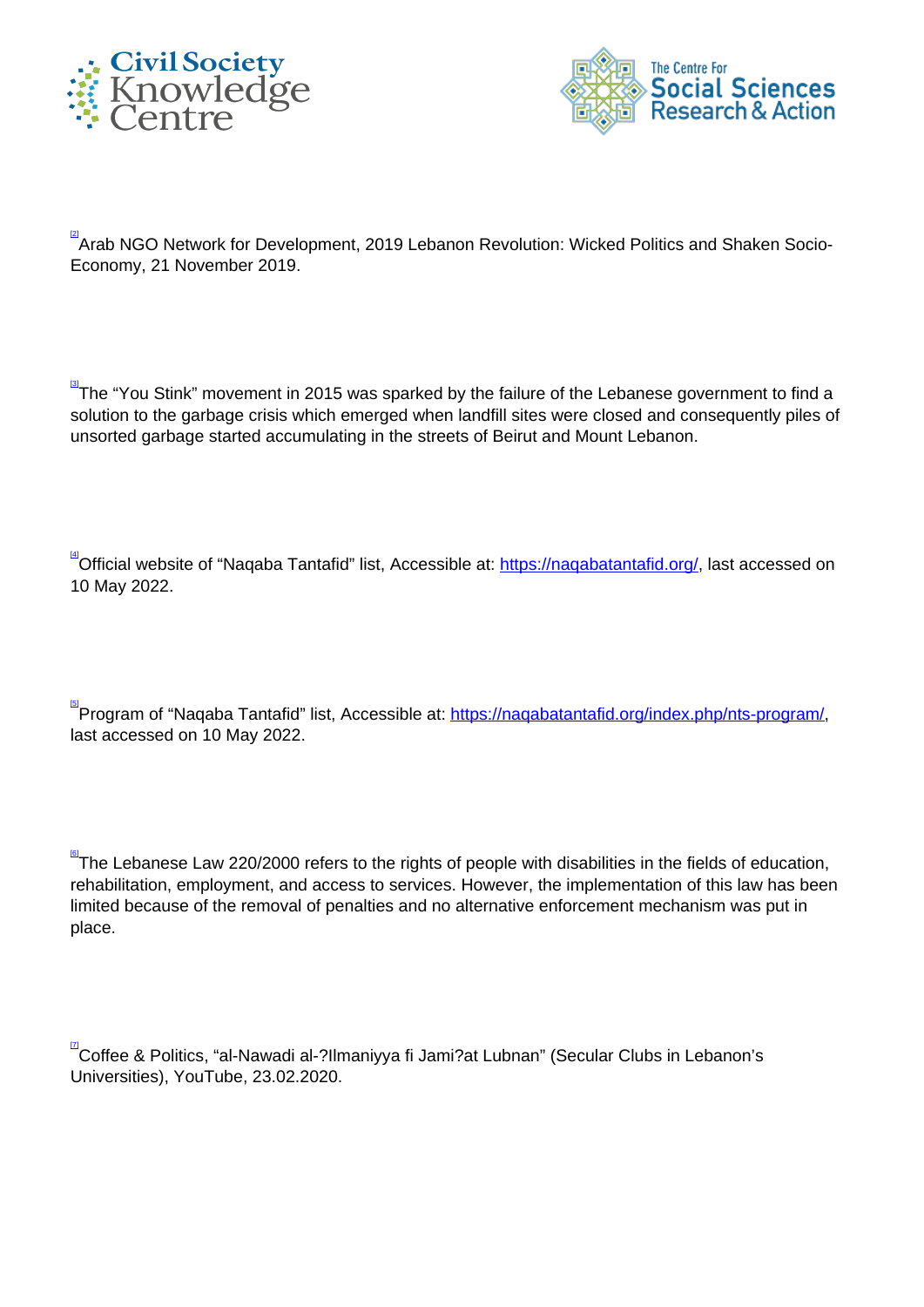[2] Arab NGO Network for Development, 2019 Lebanon Revolution: Wicked Politics and Shaken Socio-Economy, 21 November 2019.

[3] The “You Stink” movement in 2015 was sparked by the failure of the Lebanese government to find a solution to the garbage crisis which emerged when landfill sites were closed and consequently piles of unsorted garbage started accumulating in the streets of Beirut and Mount Lebanon.

[4] Official website of “Naqaba Tantafid” list, Accessible at: https://naqabatantafid.org/, last accessed on 10 May 2022.

[5] Program of “Naqaba Tantafid” list, Accessible at: https://naqabatantafid.org/index.php/nts-program/, last accessed on 10 May 2022.

[6] The Lebanese Law 220/2000 refers to the rights of people with disabilities in the fields of education, rehabilitation, employment, and access to services. However, the implementation of this law has been limited because of the removal of penalties and no alternative enforcement mechanism was put in place.

[7] Coffee & Politics, “al-Nawadi al-?Ilmaniyya fi Jami?at Lubnan” (Secular Clubs in Lebanon’s Universities), YouTube, 23.02.2020.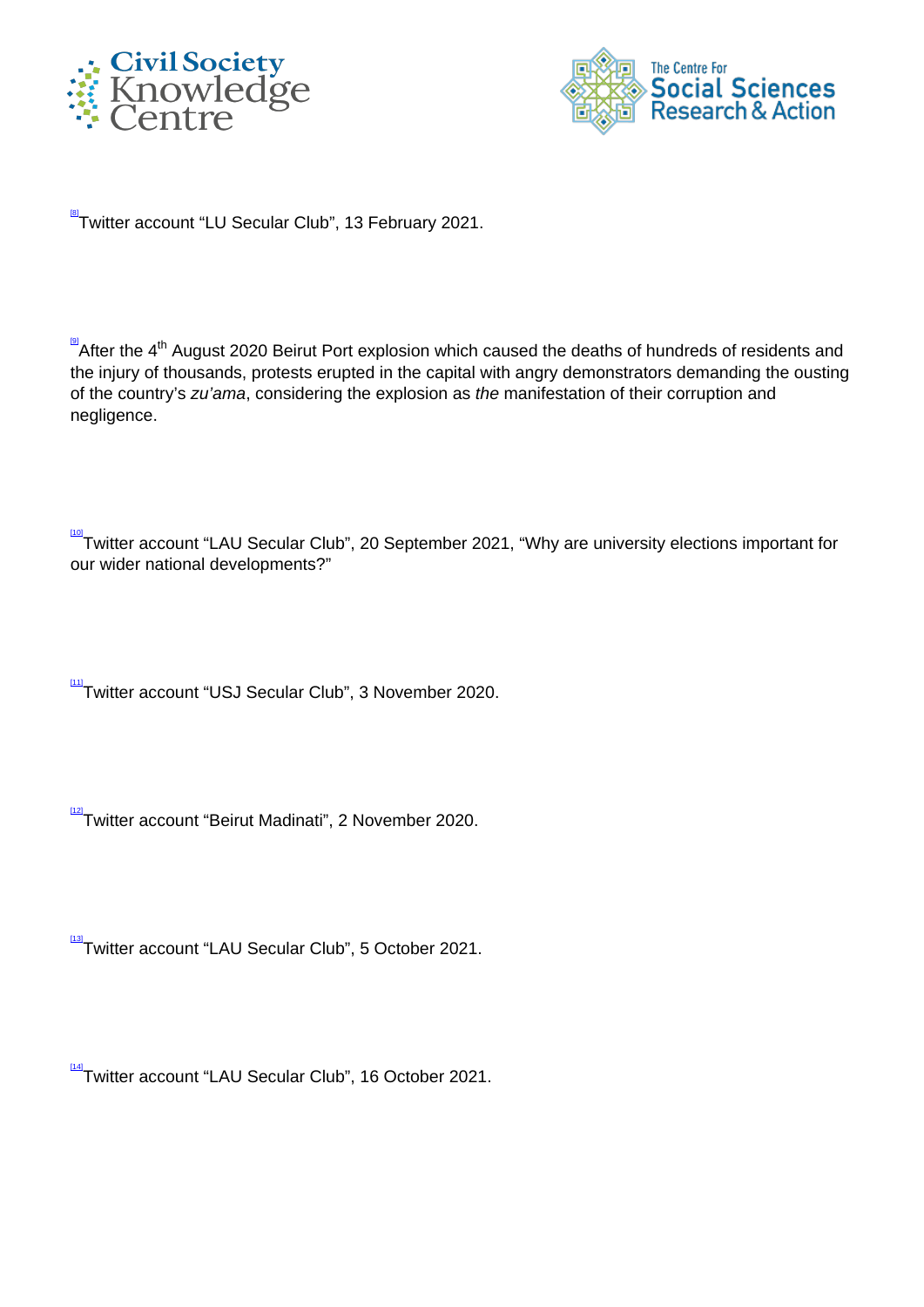[8] Twitter account "LU Secular Club", 13 February 2021.

[9] After the 4th August 2020 Beirut Port explosion which caused the deaths of hundreds of residents and the injury of thousands, protests erupted in the capital with angry demonstrators demanding the ousting of the country's *zu'ama*, considering the explosion as *the* manifestation of their corruption and negligence.

[10] Twitter account "LAU Secular Club", 20 September 2021, "Why are university elections important for our wider national developments?"

[11] Twitter account "USJ Secular Club", 3 November 2020.

[12] Twitter account "Beirut Madinati", 2 November 2020.

[13] Twitter account "LAU Secular Club", 5 October 2021.

[14] Twitter account "LAU Secular Club", 16 October 2021.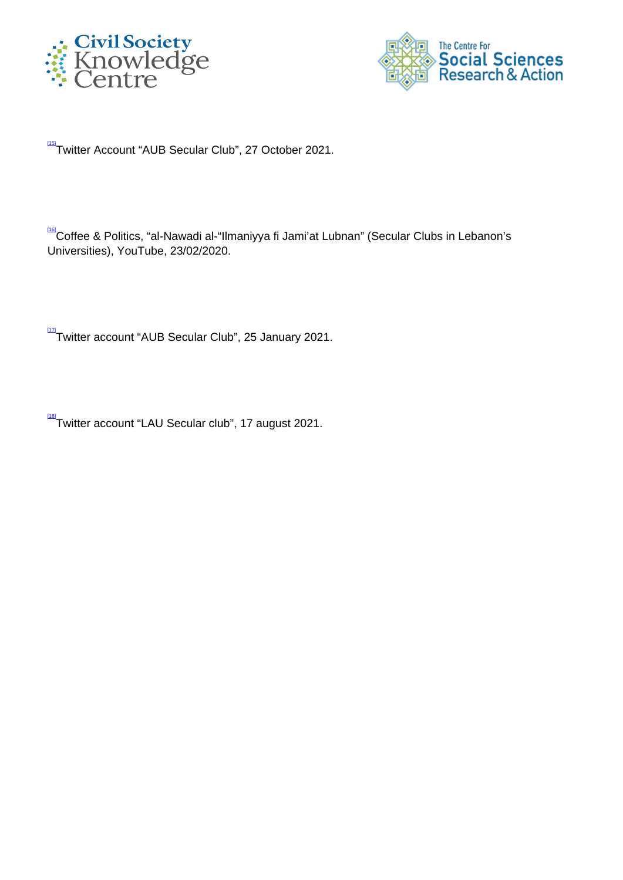[15] Twitter Account “AUB Secular Club”, 27 October 2021.

[16] Coffee & Politics, “al-Nawadi al-“Ilmaniyya fi Jami’at Lubnan” (Secular Clubs in Lebanon’s Universities), YouTube, 23/02/2020.

[17] Twitter account “AUB Secular Club”, 25 January 2021.

[18] Twitter account “LAU Secular club”, 17 august 2021.